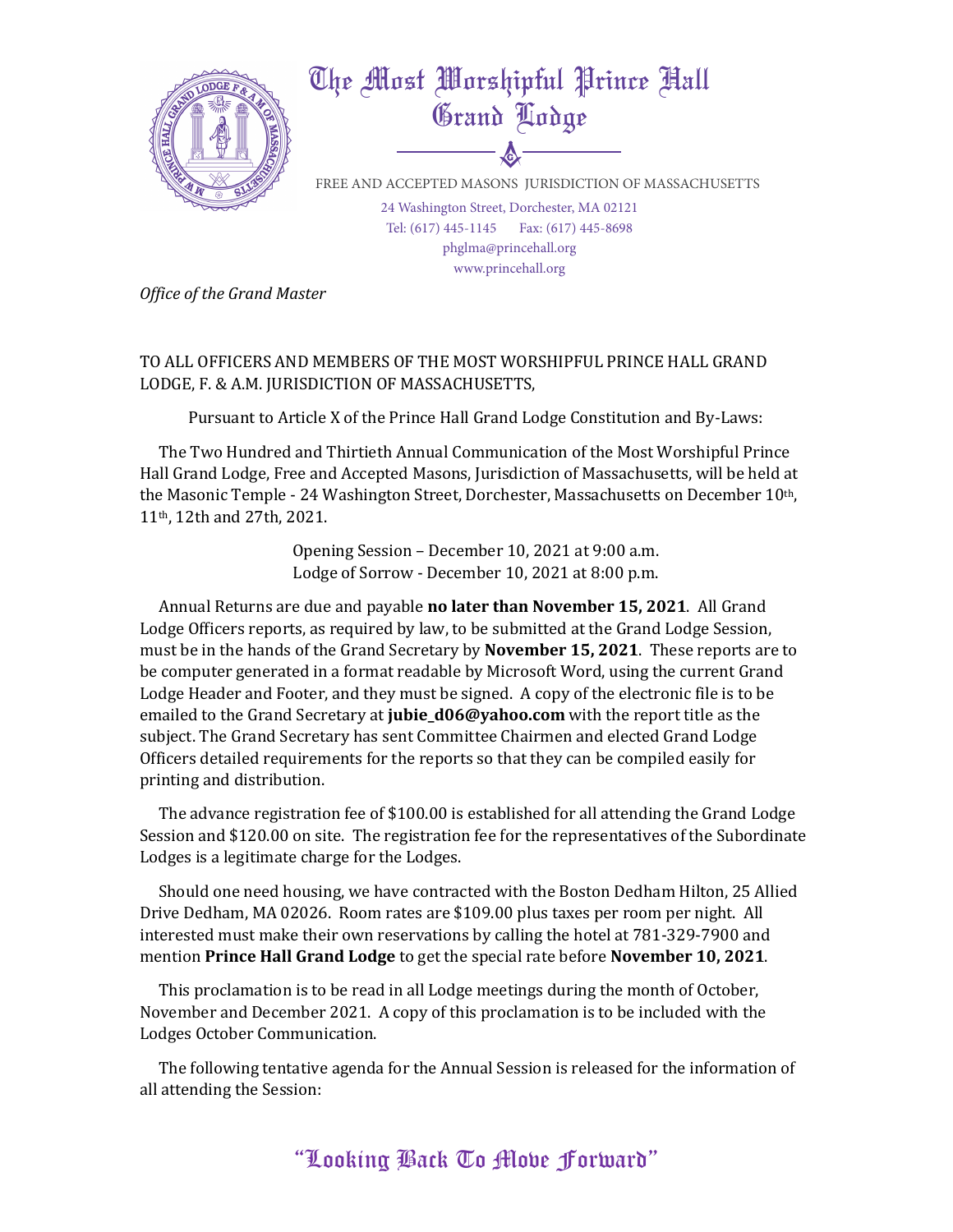# The Most Worshipful Prince Hall Grand Lodge

FREE AND ACCEPTED MASONS JURISDICTION OF MASSACHUSETTS

24 Washington Street, Dorchester, MA 02121
Tel: (617) 445-1145 Fax: (617) 445-8698
phglma@princehall.org
www.princehall.org

*Office of the Grand Master*

TO ALL OFFICERS AND MEMBERS OF THE MOST WORSHIPFUL PRINCE HALL GRAND LODGE, F. & A.M. JURISDICTION OF MASSACHUSETTS,

Pursuant to Article X of the Prince Hall Grand Lodge Constitution and By-Laws:

The Two Hundred and Thirtieth Annual Communication of the Most Worshipful Prince Hall Grand Lodge, Free and Accepted Masons, Jurisdiction of Massachusetts, will be held at the Masonic Temple - 24 Washington Street, Dorchester, Massachusetts on December 10th, 11th, 12th and 27th, 2021.

Opening Session – December 10, 2021 at 9:00 a.m.
Lodge of Sorrow - December 10, 2021 at 8:00 p.m.

Annual Returns are due and payable **no later than November 15, 2021**. All Grand Lodge Officers reports, as required by law, to be submitted at the Grand Lodge Session, must be in the hands of the Grand Secretary by **November 15, 2021**. These reports are to be computer generated in a format readable by Microsoft Word, using the current Grand Lodge Header and Footer, and they must be signed. A copy of the electronic file is to be emailed to the Grand Secretary at **jubie_d06@yahoo.com** with the report title as the subject. The Grand Secretary has sent Committee Chairmen and elected Grand Lodge Officers detailed requirements for the reports so that they can be compiled easily for printing and distribution.

The advance registration fee of $100.00 is established for all attending the Grand Lodge Session and $120.00 on site. The registration fee for the representatives of the Subordinate Lodges is a legitimate charge for the Lodges.

Should one need housing, we have contracted with the Boston Dedham Hilton, 25 Allied Drive Dedham, MA 02026. Room rates are $109.00 plus taxes per room per night. All interested must make their own reservations by calling the hotel at 781-329-7900 and mention **Prince Hall Grand Lodge** to get the special rate before **November 10, 2021**.

This proclamation is to be read in all Lodge meetings during the month of October, November and December 2021. A copy of this proclamation is to be included with the Lodges October Communication.

The following tentative agenda for the Annual Session is released for the information of all attending the Session: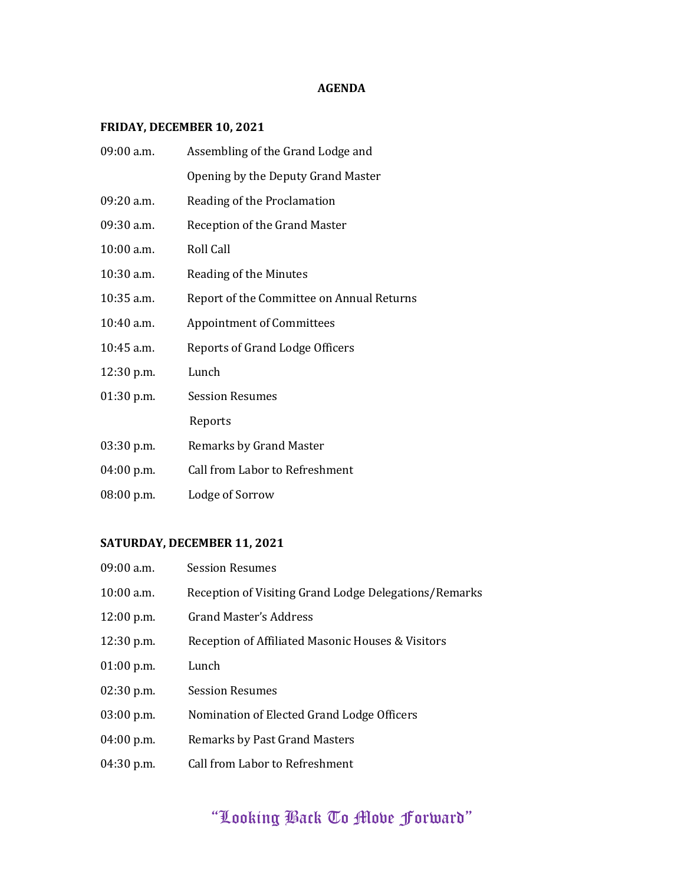# AGENDA

## FRIDAY, DECEMBER 10, 2021

| | |
|---|---|
| 09:00 a.m. | Assembling of the Grand Lodge and Opening by the Deputy Grand Master |
| 09:20 a.m. | Reading of the Proclamation |
| 09:30 a.m. | Reception of the Grand Master |
| 10:00 a.m. | Roll Call |
| 10:30 a.m. | Reading of the Minutes |
| 10:35 a.m. | Report of the Committee on Annual Returns |
| 10:40 a.m. | Appointment of Committees |
| 10:45 a.m. | Reports of Grand Lodge Officers |
| 12:30 p.m. | Lunch |
| 01:30 p.m. | Session Resumes |
| | Reports |
| 03:30 p.m. | Remarks by Grand Master |
| 04:00 p.m. | Call from Labor to Refreshment |
| 08:00 p.m. | Lodge of Sorrow |

## SATURDAY, DECEMBER 11, 2021

| | |
|---|---|
| 09:00 a.m. | Session Resumes |
| 10:00 a.m. | Reception of Visiting Grand Lodge Delegations/Remarks |
| 12:00 p.m. | Grand Master's Address |
| 12:30 p.m. | Reception of Affiliated Masonic Houses & Visitors |
| 01:00 p.m. | Lunch |
| 02:30 p.m. | Session Resumes |
| 03:00 p.m. | Nomination of Elected Grand Lodge Officers |
| 04:00 p.m. | Remarks by Past Grand Masters |
| 04:30 p.m. | Call from Labor to Refreshment |

"Looking Back To Move Forward"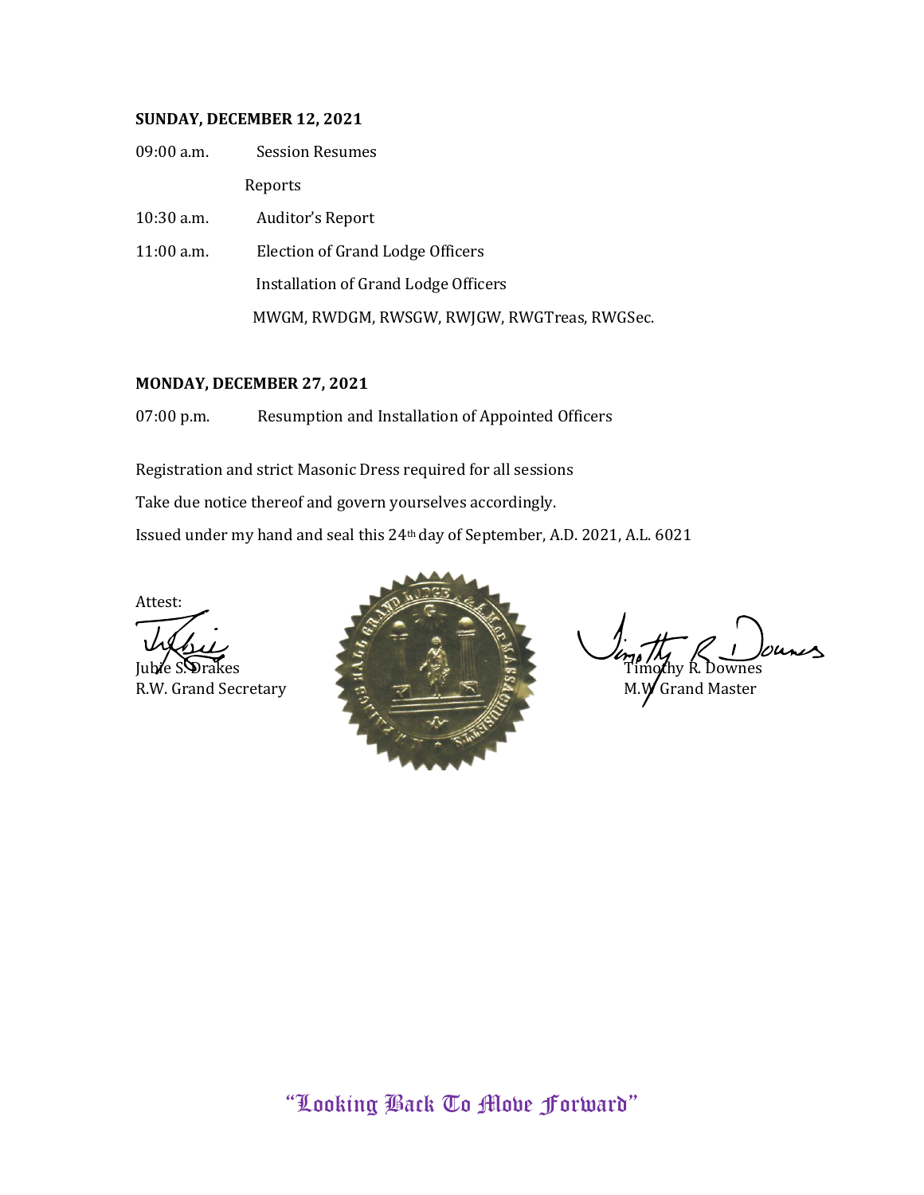**SUNDAY, DECEMBER 12, 2021**

| | |
|---|---|
| 09:00 a.m. | Session Resumes |
| | Reports |
| 10:30 a.m. | Auditor's Report |
| 11:00 a.m. | Election of Grand Lodge Officers |
| | Installation of Grand Lodge Officers |
| | MWGM, RWDGM, RWSGW, RWJGW, RWGTreas, RWGSec. |

**MONDAY, DECEMBER 27, 2021**

| | |
|---|---|
| 07:00 p.m. | Resumption and Installation of Appointed Officers |

Registration and strict Masonic Dress required for all sessions

Take due notice thereof and govern yourselves accordingly.

Issued under my hand and seal this 24th day of September, A.D. 2021, A.L. 6021

Attest:

Jubie S. Drakes
R.W. Grand Secretary

Timothy R. Downes
M.W. Grand Master

"Looking Back To Move Forward"